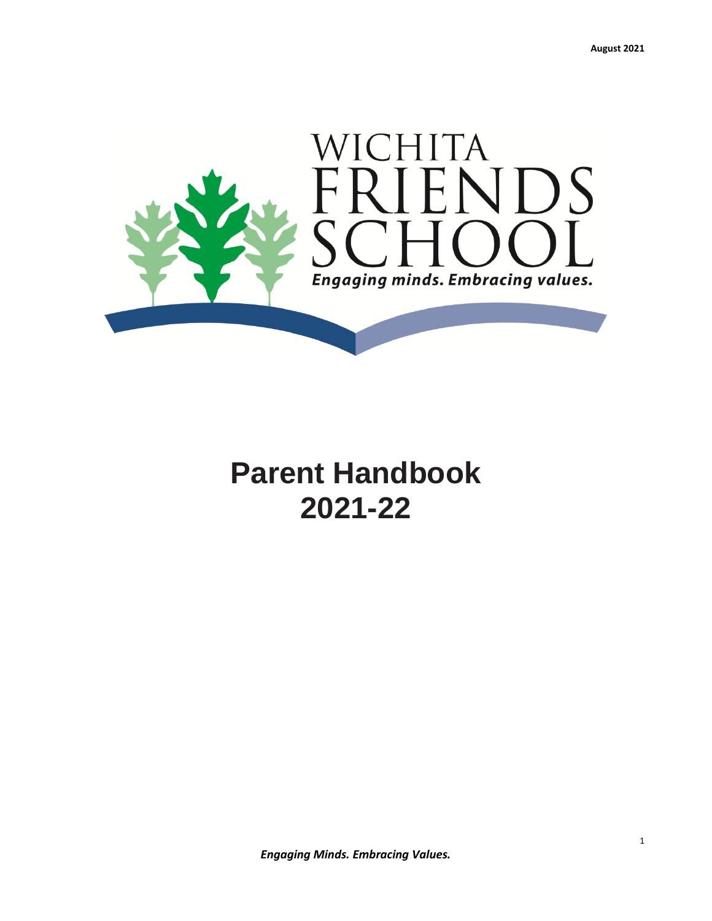August 2021

WICHITA FRIENDS SCHOOL

*Engaging minds. Embracing values.*

# Parent Handbook
# 2021-22

***Engaging Minds. Embracing Values.***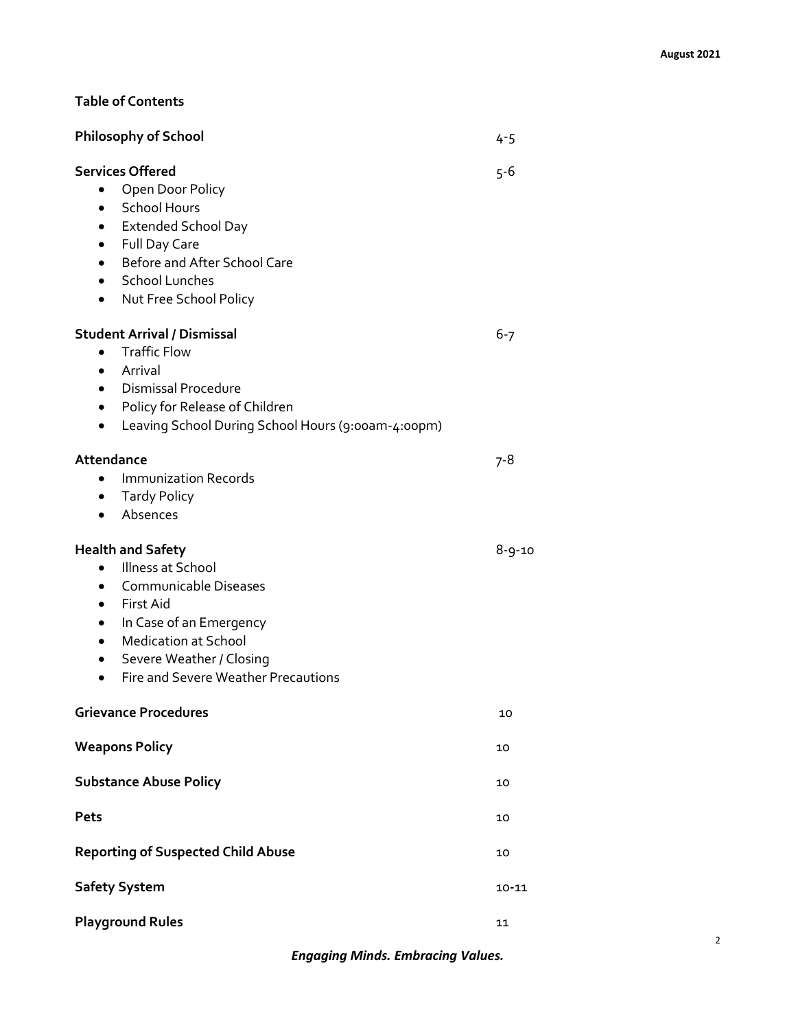**August 2021**

## Table of Contents

| | |
|---|---|
| **Philosophy of School** | 4-5 |
| **Services Offered** | 5-6 |
| • Open Door Policy | |
| • School Hours | |
| • Extended School Day | |
| • Full Day Care | |
| • Before and After School Care | |
| • School Lunches | |
| • Nut Free School Policy | |
| **Student Arrival / Dismissal** | 6-7 |
| • Traffic Flow | |
| • Arrival | |
| • Dismissal Procedure | |
| • Policy for Release of Children | |
| • Leaving School During School Hours (9:00am-4:00pm) | |
| **Attendance** | 7-8 |
| • Immunization Records | |
| • Tardy Policy | |
| • Absences | |
| **Health and Safety** | 8-9-10 |
| • Illness at School | |
| • Communicable Diseases | |
| • First Aid | |
| • In Case of an Emergency | |
| • Medication at School | |
| • Severe Weather / Closing | |
| • Fire and Severe Weather Precautions | |
| **Grievance Procedures** | 10 |
| **Weapons Policy** | 10 |
| **Substance Abuse Policy** | 10 |
| **Pets** | 10 |
| **Reporting of Suspected Child Abuse** | 10 |
| **Safety System** | 10-11 |
| **Playground Rules** | 11 |

***Engaging Minds. Embracing Values.***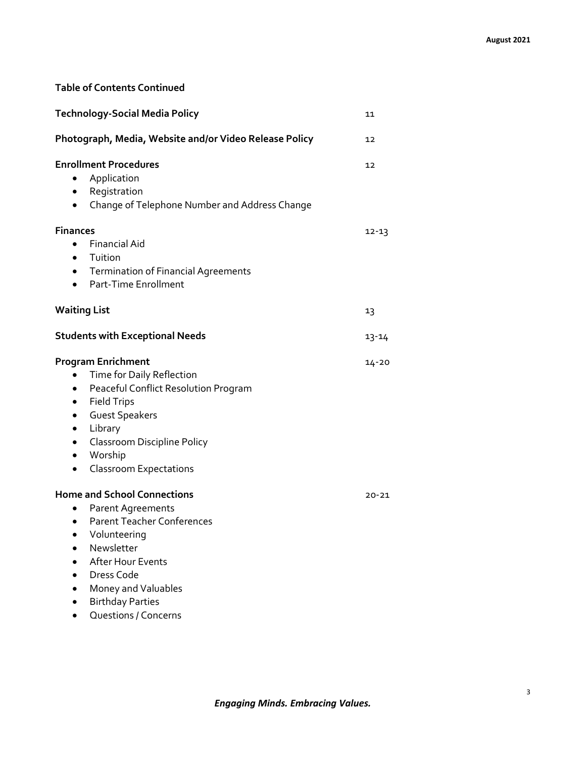**Table of Contents Continued**

**Technology-Social Media Policy** 11

**Photograph, Media, Website and/or Video Release Policy** 12

**Enrollment Procedures** 12

- Application
- Registration
- Change of Telephone Number and Address Change

**Finances** 12-13

- Financial Aid
- Tuition
- Termination of Financial Agreements
- Part-Time Enrollment

**Waiting List** 13

**Students with Exceptional Needs** 13-14

**Program Enrichment** 14-20

- Time for Daily Reflection
- Peaceful Conflict Resolution Program
- Field Trips
- Guest Speakers
- Library
- Classroom Discipline Policy
- Worship
- Classroom Expectations

**Home and School Connections** 20-21

- Parent Agreements
- Parent Teacher Conferences
- Volunteering
- Newsletter
- After Hour Events
- Dress Code
- Money and Valuables
- Birthday Parties
- Questions / Concerns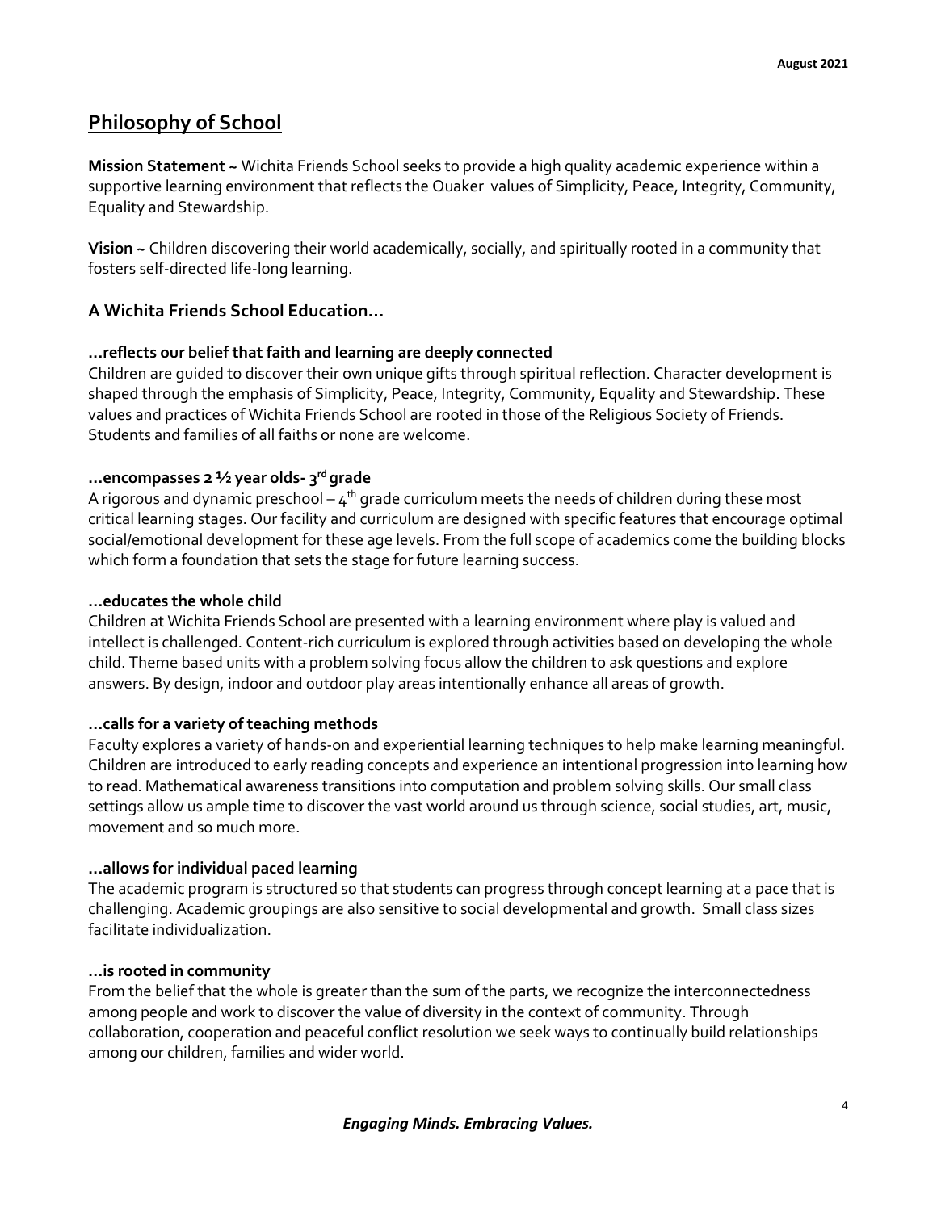## Philosophy of School

**Mission Statement ~** Wichita Friends School seeks to provide a high quality academic experience within a supportive learning environment that reflects the Quaker values of Simplicity, Peace, Integrity, Community, Equality and Stewardship.

**Vision ~** Children discovering their world academically, socially, and spiritually rooted in a community that fosters self-directed life-long learning.

### A Wichita Friends School Education…

**…reflects our belief that faith and learning are deeply connected**

Children are guided to discover their own unique gifts through spiritual reflection. Character development is shaped through the emphasis of Simplicity, Peace, Integrity, Community, Equality and Stewardship. These values and practices of Wichita Friends School are rooted in those of the Religious Society of Friends. Students and families of all faiths or none are welcome.

**…encompasses 2 ½ year olds- 3rd grade**

A rigorous and dynamic preschool – 4th grade curriculum meets the needs of children during these most critical learning stages. Our facility and curriculum are designed with specific features that encourage optimal social/emotional development for these age levels. From the full scope of academics come the building blocks which form a foundation that sets the stage for future learning success.

**…educates the whole child**

Children at Wichita Friends School are presented with a learning environment where play is valued and intellect is challenged. Content-rich curriculum is explored through activities based on developing the whole child. Theme based units with a problem solving focus allow the children to ask questions and explore answers. By design, indoor and outdoor play areas intentionally enhance all areas of growth.

**…calls for a variety of teaching methods**

Faculty explores a variety of hands-on and experiential learning techniques to help make learning meaningful. Children are introduced to early reading concepts and experience an intentional progression into learning how to read. Mathematical awareness transitions into computation and problem solving skills. Our small class settings allow us ample time to discover the vast world around us through science, social studies, art, music, movement and so much more.

**…allows for individual paced learning**

The academic program is structured so that students can progress through concept learning at a pace that is challenging. Academic groupings are also sensitive to social developmental and growth. Small class sizes facilitate individualization.

**…is rooted in community**

From the belief that the whole is greater than the sum of the parts, we recognize the interconnectedness among people and work to discover the value of diversity in the context of community. Through collaboration, cooperation and peaceful conflict resolution we seek ways to continually build relationships among our children, families and wider world.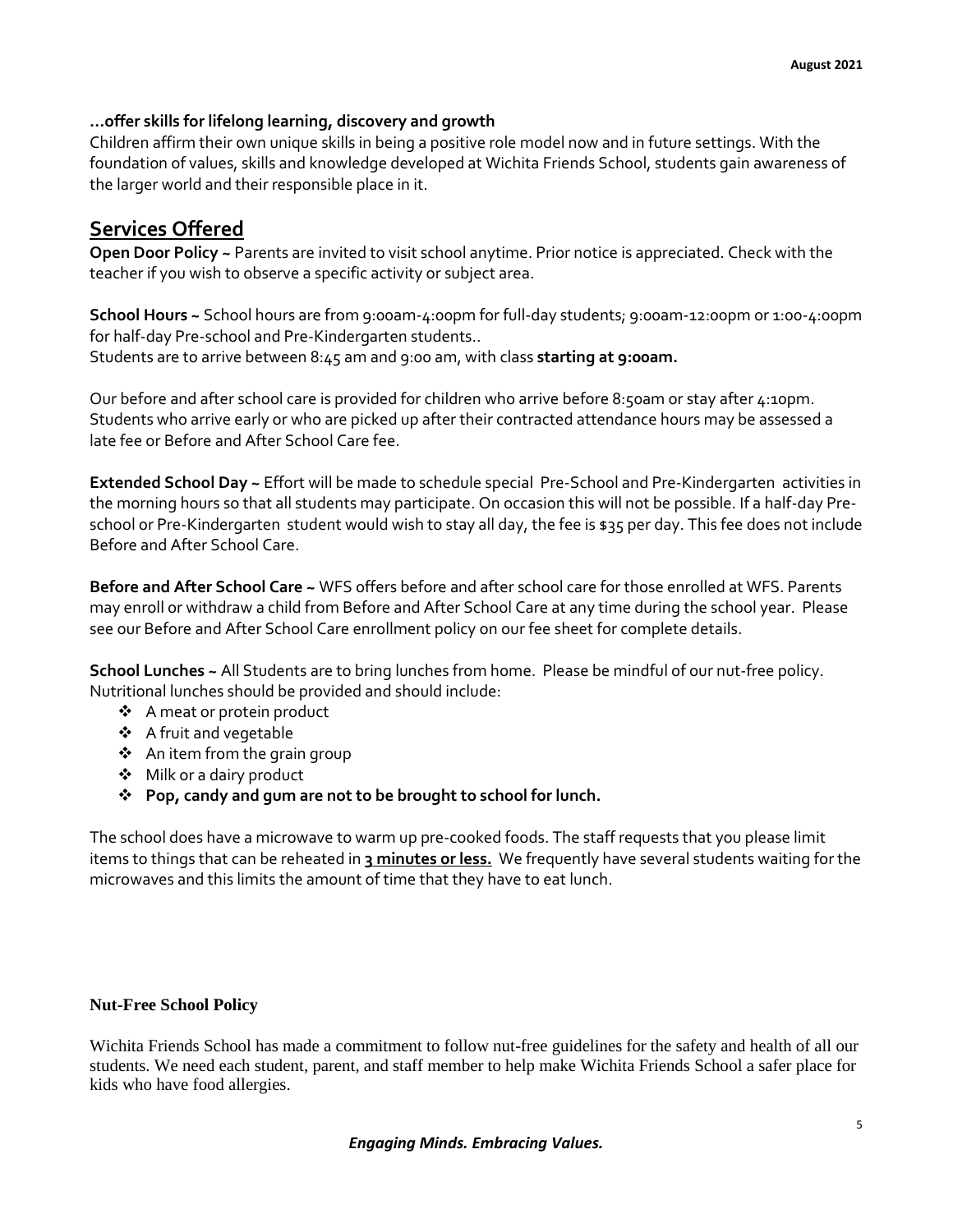**…offer skills for lifelong learning, discovery and growth**

Children affirm their own unique skills in being a positive role model now and in future settings. With the foundation of values, skills and knowledge developed at Wichita Friends School, students gain awareness of the larger world and their responsible place in it.

## Services Offered

**Open Door Policy ~** Parents are invited to visit school anytime. Prior notice is appreciated. Check with the teacher if you wish to observe a specific activity or subject area.

**School Hours ~** School hours are from 9:00am-4:00pm for full-day students; 9:00am-12:00pm or 1:00-4:00pm for half-day Pre-school and Pre-Kindergarten students..
Students are to arrive between 8:45 am and 9:00 am, with class **starting at 9:00am.**

Our before and after school care is provided for children who arrive before 8:50am or stay after 4:10pm. Students who arrive early or who are picked up after their contracted attendance hours may be assessed a late fee or Before and After School Care fee.

**Extended School Day ~** Effort will be made to schedule special Pre-School and Pre-Kindergarten activities in the morning hours so that all students may participate. On occasion this will not be possible. If a half-day Pre-school or Pre-Kindergarten student would wish to stay all day, the fee is $35 per day. This fee does not include Before and After School Care.

**Before and After School Care ~** WFS offers before and after school care for those enrolled at WFS. Parents may enroll or withdraw a child from Before and After School Care at any time during the school year. Please see our Before and After School Care enrollment policy on our fee sheet for complete details.

**School Lunches ~** All Students are to bring lunches from home. Please be mindful of our nut-free policy. Nutritional lunches should be provided and should include:

- A meat or protein product
- A fruit and vegetable
- An item from the grain group
- Milk or a dairy product
- **Pop, candy and gum are not to be brought to school for lunch.**

The school does have a microwave to warm up pre-cooked foods. The staff requests that you please limit items to things that can be reheated in **3 minutes or less.** We frequently have several students waiting for the microwaves and this limits the amount of time that they have to eat lunch.

**Nut-Free School Policy**

Wichita Friends School has made a commitment to follow nut-free guidelines for the safety and health of all our students. We need each student, parent, and staff member to help make Wichita Friends School a safer place for kids who have food allergies.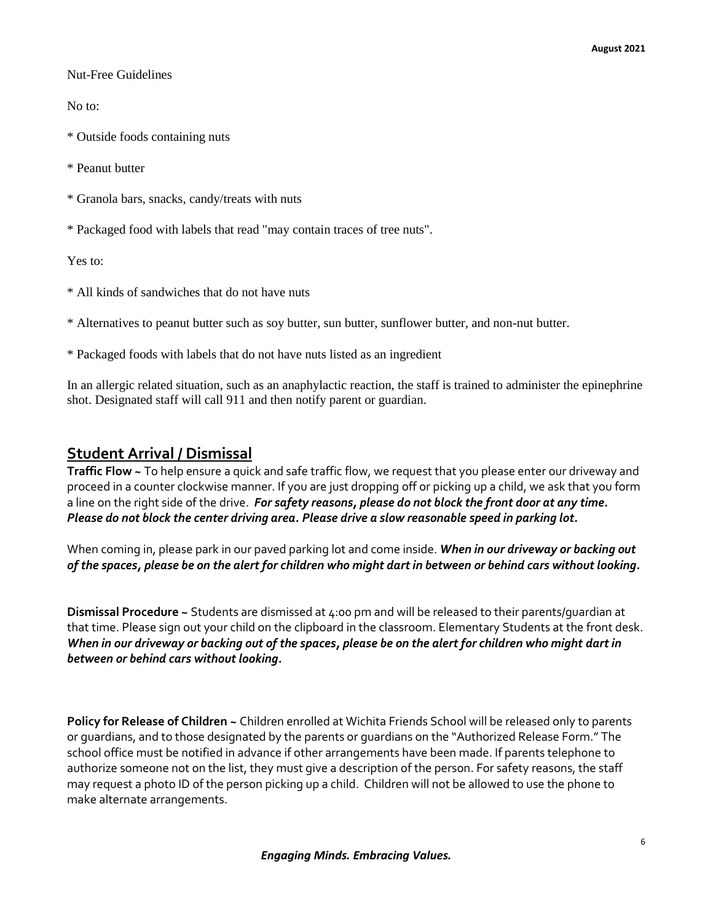Nut-Free Guidelines

No to:

* Outside foods containing nuts

* Peanut butter

* Granola bars, snacks, candy/treats with nuts

* Packaged food with labels that read "may contain traces of tree nuts".

Yes to:

* All kinds of sandwiches that do not have nuts

* Alternatives to peanut butter such as soy butter, sun butter, sunflower butter, and non-nut butter.

* Packaged foods with labels that do not have nuts listed as an ingredient

In an allergic related situation, such as an anaphylactic reaction, the staff is trained to administer the epinephrine shot. Designated staff will call 911 and then notify parent or guardian.

## Student Arrival / Dismissal

**Traffic Flow ~** To help ensure a quick and safe traffic flow, we request that you please enter our driveway and proceed in a counter clockwise manner. If you are just dropping off or picking up a child, we ask that you form a line on the right side of the drive. ***For safety reasons, please do not block the front door at any time. Please do not block the center driving area. Please drive a slow reasonable speed in parking lot.***

When coming in, please park in our paved parking lot and come inside. ***When in our driveway or backing out of the spaces, please be on the alert for children who might dart in between or behind cars without looking.***

**Dismissal Procedure ~** Students are dismissed at 4:00 pm and will be released to their parents/guardian at that time. Please sign out your child on the clipboard in the classroom. Elementary Students at the front desk. ***When in our driveway or backing out of the spaces, please be on the alert for children who might dart in between or behind cars without looking.***

**Policy for Release of Children ~** Children enrolled at Wichita Friends School will be released only to parents or guardians, and to those designated by the parents or guardians on the "Authorized Release Form." The school office must be notified in advance if other arrangements have been made. If parents telephone to authorize someone not on the list, they must give a description of the person. For safety reasons, the staff may request a photo ID of the person picking up a child. Children will not be allowed to use the phone to make alternate arrangements.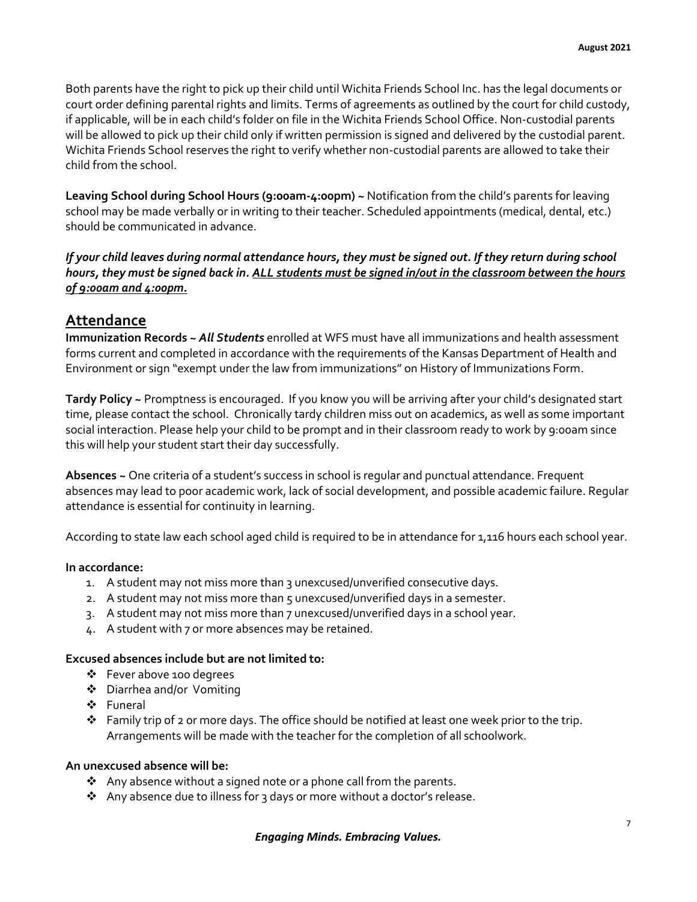Both parents have the right to pick up their child until Wichita Friends School Inc. has the legal documents or court order defining parental rights and limits. Terms of agreements as outlined by the court for child custody, if applicable, will be in each child's folder on file in the Wichita Friends School Office. Non-custodial parents will be allowed to pick up their child only if written permission is signed and delivered by the custodial parent. Wichita Friends School reserves the right to verify whether non-custodial parents are allowed to take their child from the school.

**Leaving School during School Hours (9:00am-4:00pm) ~** Notification from the child's parents for leaving school may be made verbally or in writing to their teacher. Scheduled appointments (medical, dental, etc.) should be communicated in advance.

***If your child leaves during normal attendance hours, they must be signed out. If they return during school hours, they must be signed back in. <u>ALL students must be signed in/out in the classroom between the hours of 9:00am and 4:00pm.</u>***

## Attendance

**Immunization Records ~ *All Students*** enrolled at WFS must have all immunizations and health assessment forms current and completed in accordance with the requirements of the Kansas Department of Health and Environment or sign "exempt under the law from immunizations" on History of Immunizations Form.

**Tardy Policy ~** Promptness is encouraged. If you know you will be arriving after your child's designated start time, please contact the school. Chronically tardy children miss out on academics, as well as some important social interaction. Please help your child to be prompt and in their classroom ready to work by 9:00am since this will help your student start their day successfully.

**Absences ~** One criteria of a student's success in school is regular and punctual attendance. Frequent absences may lead to poor academic work, lack of social development, and possible academic failure. Regular attendance is essential for continuity in learning.

According to state law each school aged child is required to be in attendance for 1,116 hours each school year.

**In accordance:**

1. A student may not miss more than 3 unexcused/unverified consecutive days.
2. A student may not miss more than 5 unexcused/unverified days in a semester.
3. A student may not miss more than 7 unexcused/unverified days in a school year.
4. A student with 7 or more absences may be retained.

**Excused absences include but are not limited to:**

- Fever above 100 degrees
- Diarrhea and/or Vomiting
- Funeral
- Family trip of 2 or more days. The office should be notified at least one week prior to the trip. Arrangements will be made with the teacher for the completion of all schoolwork.

**An unexcused absence will be:**

- Any absence without a signed note or a phone call from the parents.
- Any absence due to illness for 3 days or more without a doctor's release.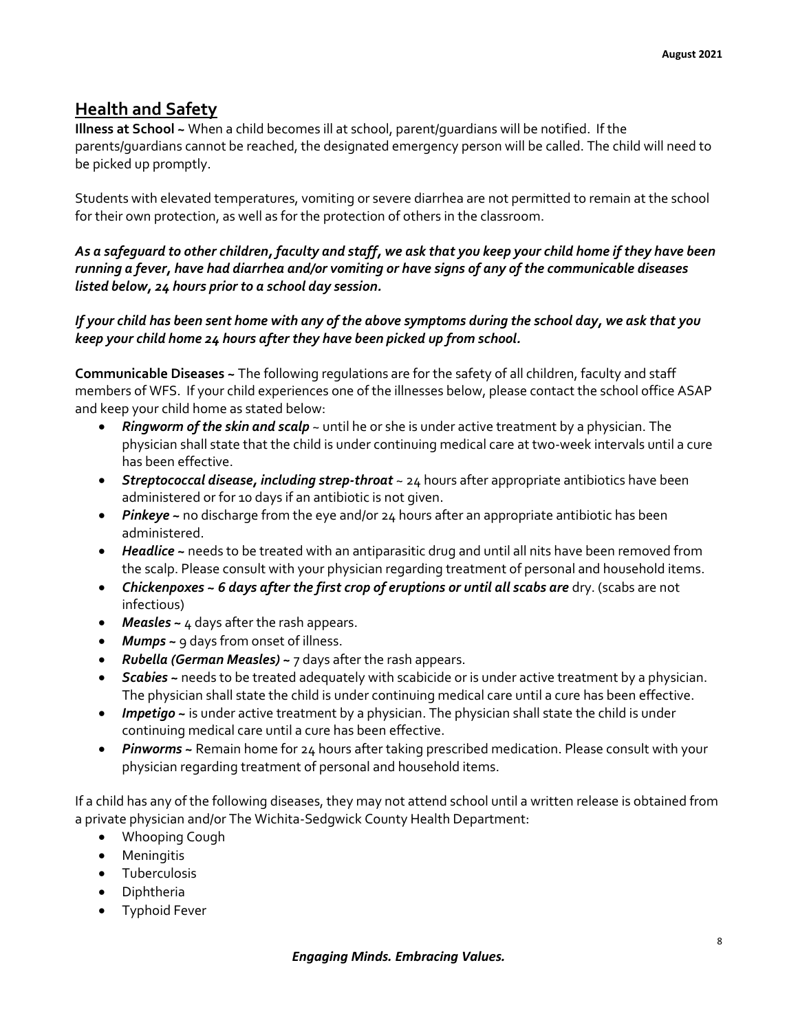## Health and Safety

**Illness at School ~** When a child becomes ill at school, parent/guardians will be notified. If the parents/guardians cannot be reached, the designated emergency person will be called. The child will need to be picked up promptly.

Students with elevated temperatures, vomiting or severe diarrhea are not permitted to remain at the school for their own protection, as well as for the protection of others in the classroom.

***As a safeguard to other children, faculty and staff, we ask that you keep your child home if they have been running a fever, have had diarrhea and/or vomiting or have signs of any of the communicable diseases listed below, 24 hours prior to a school day session.***

***If your child has been sent home with any of the above symptoms during the school day, we ask that you keep your child home 24 hours after they have been picked up from school.***

**Communicable Diseases ~** The following regulations are for the safety of all children, faculty and staff members of WFS. If your child experiences one of the illnesses below, please contact the school office ASAP and keep your child home as stated below:

- ***Ringworm of the skin and scalp*** ~ until he or she is under active treatment by a physician. The physician shall state that the child is under continuing medical care at two-week intervals until a cure has been effective.
- ***Streptococcal disease, including strep-throat*** ~ 24 hours after appropriate antibiotics have been administered or for 10 days if an antibiotic is not given.
- ***Pinkeye ~*** no discharge from the eye and/or 24 hours after an appropriate antibiotic has been administered.
- ***Headlice ~*** needs to be treated with an antiparasitic drug and until all nits have been removed from the scalp. Please consult with your physician regarding treatment of personal and household items.
- ***Chickenpoxes ~ 6 days after the first crop of eruptions or until all scabs are*** dry. (scabs are not infectious)
- ***Measles ~*** 4 days after the rash appears.
- ***Mumps ~*** 9 days from onset of illness.
- ***Rubella (German Measles) ~*** 7 days after the rash appears.
- ***Scabies ~*** needs to be treated adequately with scabicide or is under active treatment by a physician. The physician shall state the child is under continuing medical care until a cure has been effective.
- ***Impetigo ~*** is under active treatment by a physician. The physician shall state the child is under continuing medical care until a cure has been effective.
- ***Pinworms ~*** Remain home for 24 hours after taking prescribed medication. Please consult with your physician regarding treatment of personal and household items.

If a child has any of the following diseases, they may not attend school until a written release is obtained from a private physician and/or The Wichita-Sedgwick County Health Department:

- Whooping Cough
- Meningitis
- Tuberculosis
- Diphtheria
- Typhoid Fever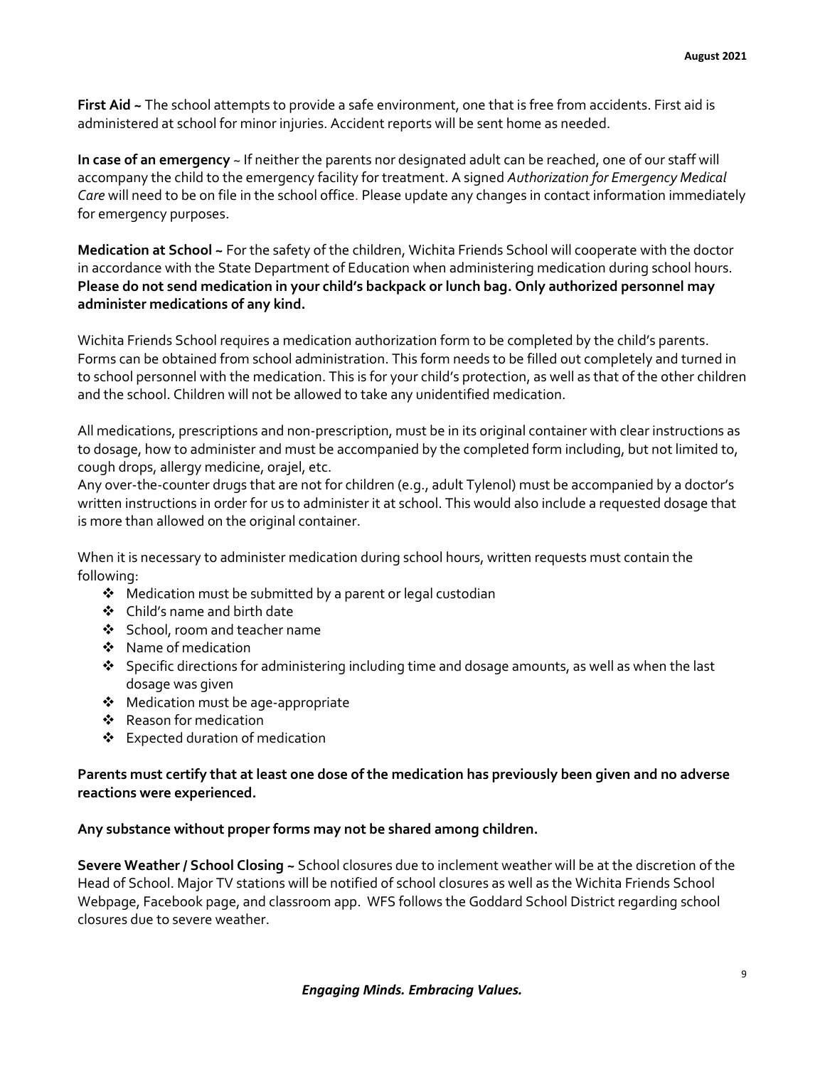**First Aid ~** The school attempts to provide a safe environment, one that is free from accidents. First aid is administered at school for minor injuries. Accident reports will be sent home as needed.

**In case of an emergency** ~ If neither the parents nor designated adult can be reached, one of our staff will accompany the child to the emergency facility for treatment. A signed *Authorization for Emergency Medical Care* will need to be on file in the school office. Please update any changes in contact information immediately for emergency purposes.

**Medication at School ~** For the safety of the children, Wichita Friends School will cooperate with the doctor in accordance with the State Department of Education when administering medication during school hours. **Please do not send medication in your child's backpack or lunch bag. Only authorized personnel may administer medications of any kind.**

Wichita Friends School requires a medication authorization form to be completed by the child's parents. Forms can be obtained from school administration. This form needs to be filled out completely and turned in to school personnel with the medication. This is for your child's protection, as well as that of the other children and the school. Children will not be allowed to take any unidentified medication.

All medications, prescriptions and non-prescription, must be in its original container with clear instructions as to dosage, how to administer and must be accompanied by the completed form including, but not limited to, cough drops, allergy medicine, orajel, etc.
Any over-the-counter drugs that are not for children (e.g., adult Tylenol) must be accompanied by a doctor's written instructions in order for us to administer it at school. This would also include a requested dosage that is more than allowed on the original container.

When it is necessary to administer medication during school hours, written requests must contain the following:

- Medication must be submitted by a parent or legal custodian
- Child's name and birth date
- School, room and teacher name
- Name of medication
- Specific directions for administering including time and dosage amounts, as well as when the last dosage was given
- Medication must be age-appropriate
- Reason for medication
- Expected duration of medication

**Parents must certify that at least one dose of the medication has previously been given and no adverse reactions were experienced.**

**Any substance without proper forms may not be shared among children.**

**Severe Weather / School Closing ~** School closures due to inclement weather will be at the discretion of the Head of School. Major TV stations will be notified of school closures as well as the Wichita Friends School Webpage, Facebook page, and classroom app. WFS follows the Goddard School District regarding school closures due to severe weather.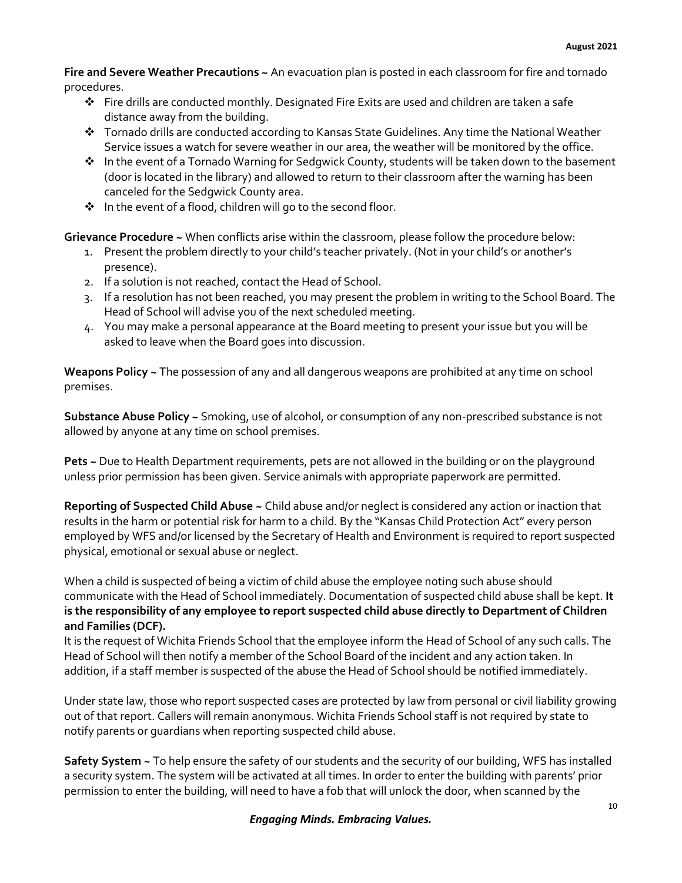**Fire and Severe Weather Precautions ~** An evacuation plan is posted in each classroom for fire and tornado procedures.

- Fire drills are conducted monthly. Designated Fire Exits are used and children are taken a safe distance away from the building.
- Tornado drills are conducted according to Kansas State Guidelines. Any time the National Weather Service issues a watch for severe weather in our area, the weather will be monitored by the office.
- In the event of a Tornado Warning for Sedgwick County, students will be taken down to the basement (door is located in the library) and allowed to return to their classroom after the warning has been canceled for the Sedgwick County area.
- In the event of a flood, children will go to the second floor.

**Grievance Procedure ~** When conflicts arise within the classroom, please follow the procedure below:

1. Present the problem directly to your child's teacher privately. (Not in your child's or another's presence).
2. If a solution is not reached, contact the Head of School.
3. If a resolution has not been reached, you may present the problem in writing to the School Board. The Head of School will advise you of the next scheduled meeting.
4. You may make a personal appearance at the Board meeting to present your issue but you will be asked to leave when the Board goes into discussion.

**Weapons Policy ~** The possession of any and all dangerous weapons are prohibited at any time on school premises.

**Substance Abuse Policy ~** Smoking, use of alcohol, or consumption of any non-prescribed substance is not allowed by anyone at any time on school premises.

**Pets ~** Due to Health Department requirements, pets are not allowed in the building or on the playground unless prior permission has been given. Service animals with appropriate paperwork are permitted.

**Reporting of Suspected Child Abuse ~** Child abuse and/or neglect is considered any action or inaction that results in the harm or potential risk for harm to a child. By the "Kansas Child Protection Act" every person employed by WFS and/or licensed by the Secretary of Health and Environment is required to report suspected physical, emotional or sexual abuse or neglect.

When a child is suspected of being a victim of child abuse the employee noting such abuse should communicate with the Head of School immediately. Documentation of suspected child abuse shall be kept. **It is the responsibility of any employee to report suspected child abuse directly to Department of Children and Families (DCF).**
It is the request of Wichita Friends School that the employee inform the Head of School of any such calls. The Head of School will then notify a member of the School Board of the incident and any action taken. In addition, if a staff member is suspected of the abuse the Head of School should be notified immediately.

Under state law, those who report suspected cases are protected by law from personal or civil liability growing out of that report. Callers will remain anonymous. Wichita Friends School staff is not required by state to notify parents or guardians when reporting suspected child abuse.

**Safety System ~** To help ensure the safety of our students and the security of our building, WFS has installed a security system. The system will be activated at all times. In order to enter the building with parents' prior permission to enter the building, will need to have a fob that will unlock the door, when scanned by the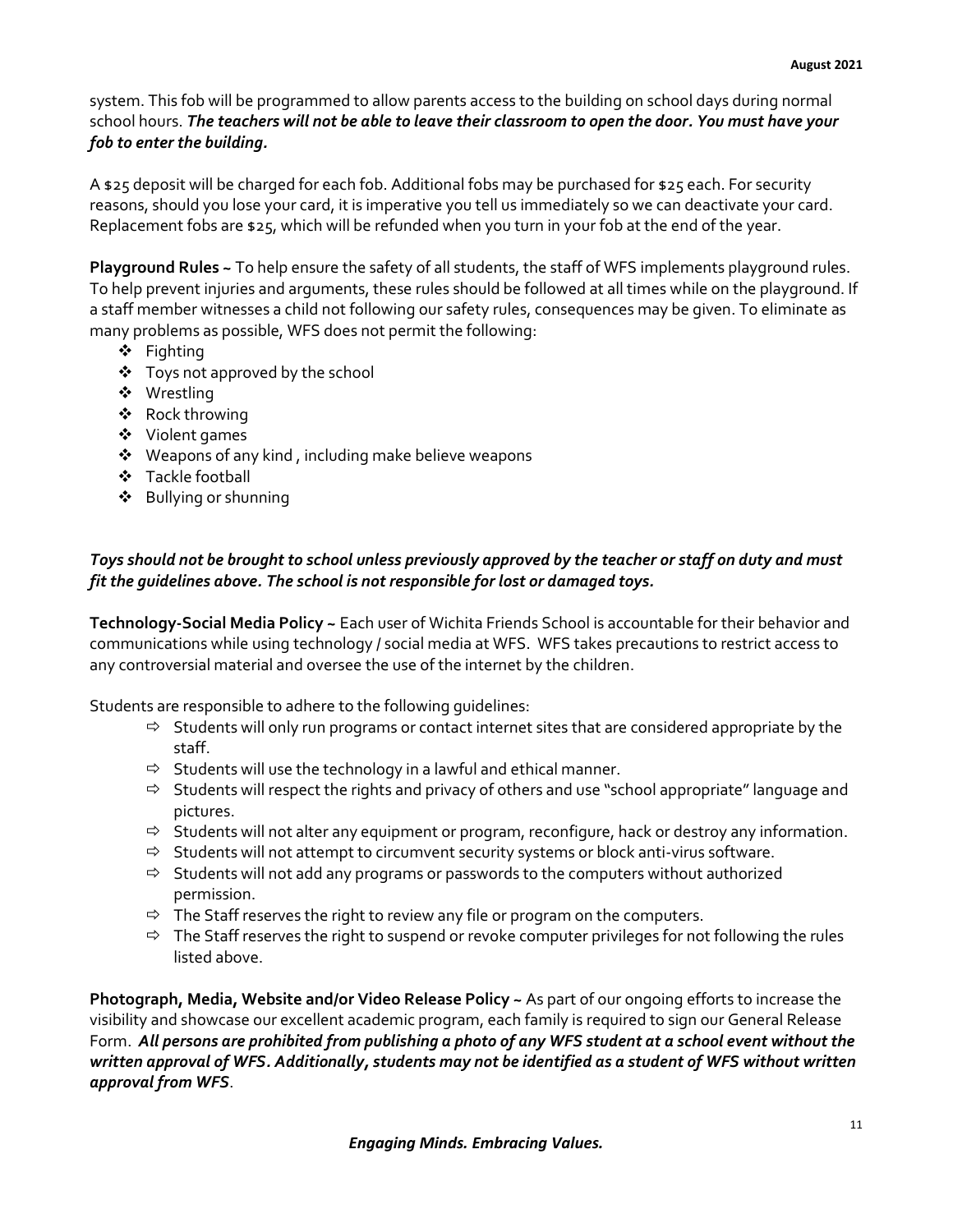system. This fob will be programmed to allow parents access to the building on school days during normal school hours. ***The teachers will not be able to leave their classroom to open the door. You must have your fob to enter the building.***

A $25 deposit will be charged for each fob. Additional fobs may be purchased for $25 each. For security reasons, should you lose your card, it is imperative you tell us immediately so we can deactivate your card. Replacement fobs are $25, which will be refunded when you turn in your fob at the end of the year.

**Playground Rules ~** To help ensure the safety of all students, the staff of WFS implements playground rules. To help prevent injuries and arguments, these rules should be followed at all times while on the playground. If a staff member witnesses a child not following our safety rules, consequences may be given. To eliminate as many problems as possible, WFS does not permit the following:

- Fighting
- Toys not approved by the school
- Wrestling
- Rock throwing
- Violent games
- Weapons of any kind , including make believe weapons
- Tackle football
- Bullying or shunning

***Toys should not be brought to school unless previously approved by the teacher or staff on duty and must fit the guidelines above. The school is not responsible for lost or damaged toys.***

**Technology-Social Media Policy ~** Each user of Wichita Friends School is accountable for their behavior and communications while using technology / social media at WFS. WFS takes precautions to restrict access to any controversial material and oversee the use of the internet by the children.

Students are responsible to adhere to the following guidelines:

- Students will only run programs or contact internet sites that are considered appropriate by the staff.
- Students will use the technology in a lawful and ethical manner.
- Students will respect the rights and privacy of others and use "school appropriate" language and pictures.
- Students will not alter any equipment or program, reconfigure, hack or destroy any information.
- Students will not attempt to circumvent security systems or block anti-virus software.
- Students will not add any programs or passwords to the computers without authorized permission.
- The Staff reserves the right to review any file or program on the computers.
- The Staff reserves the right to suspend or revoke computer privileges for not following the rules listed above.

**Photograph, Media, Website and/or Video Release Policy ~** As part of our ongoing efforts to increase the visibility and showcase our excellent academic program, each family is required to sign our General Release Form. ***All persons are prohibited from publishing a photo of any WFS student at a school event without the written approval of WFS. Additionally, students may not be identified as a student of WFS without written approval from WFS***.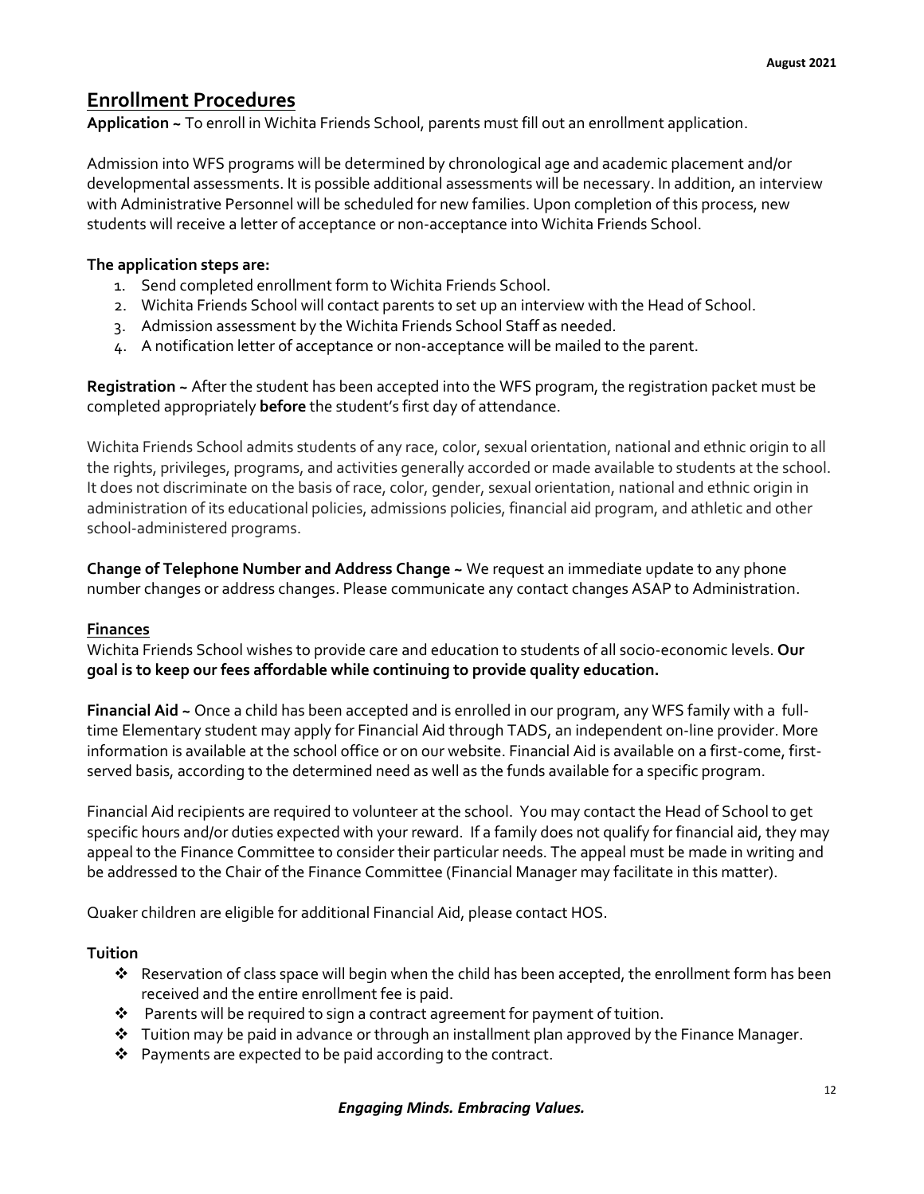## Enrollment Procedures

**Application ~** To enroll in Wichita Friends School, parents must fill out an enrollment application.

Admission into WFS programs will be determined by chronological age and academic placement and/or developmental assessments. It is possible additional assessments will be necessary. In addition, an interview with Administrative Personnel will be scheduled for new families. Upon completion of this process, new students will receive a letter of acceptance or non-acceptance into Wichita Friends School.

**The application steps are:**

1. Send completed enrollment form to Wichita Friends School.
2. Wichita Friends School will contact parents to set up an interview with the Head of School.
3. Admission assessment by the Wichita Friends School Staff as needed.
4. A notification letter of acceptance or non-acceptance will be mailed to the parent.

**Registration ~** After the student has been accepted into the WFS program, the registration packet must be completed appropriately **before** the student's first day of attendance.

Wichita Friends School admits students of any race, color, sexual orientation, national and ethnic origin to all the rights, privileges, programs, and activities generally accorded or made available to students at the school. It does not discriminate on the basis of race, color, gender, sexual orientation, national and ethnic origin in administration of its educational policies, admissions policies, financial aid program, and athletic and other school-administered programs.

**Change of Telephone Number and Address Change ~** We request an immediate update to any phone number changes or address changes. Please communicate any contact changes ASAP to Administration.

### Finances

Wichita Friends School wishes to provide care and education to students of all socio-economic levels. **Our goal is to keep our fees affordable while continuing to provide quality education.**

**Financial Aid ~** Once a child has been accepted and is enrolled in our program, any WFS family with a full-time Elementary student may apply for Financial Aid through TADS, an independent on-line provider. More information is available at the school office or on our website. Financial Aid is available on a first-come, first-served basis, according to the determined need as well as the funds available for a specific program.

Financial Aid recipients are required to volunteer at the school. You may contact the Head of School to get specific hours and/or duties expected with your reward. If a family does not qualify for financial aid, they may appeal to the Finance Committee to consider their particular needs. The appeal must be made in writing and be addressed to the Chair of the Finance Committee (Financial Manager may facilitate in this matter).

Quaker children are eligible for additional Financial Aid, please contact HOS.

**Tuition**

- Reservation of class space will begin when the child has been accepted, the enrollment form has been received and the entire enrollment fee is paid.
- Parents will be required to sign a contract agreement for payment of tuition.
- Tuition may be paid in advance or through an installment plan approved by the Finance Manager.
- Payments are expected to be paid according to the contract.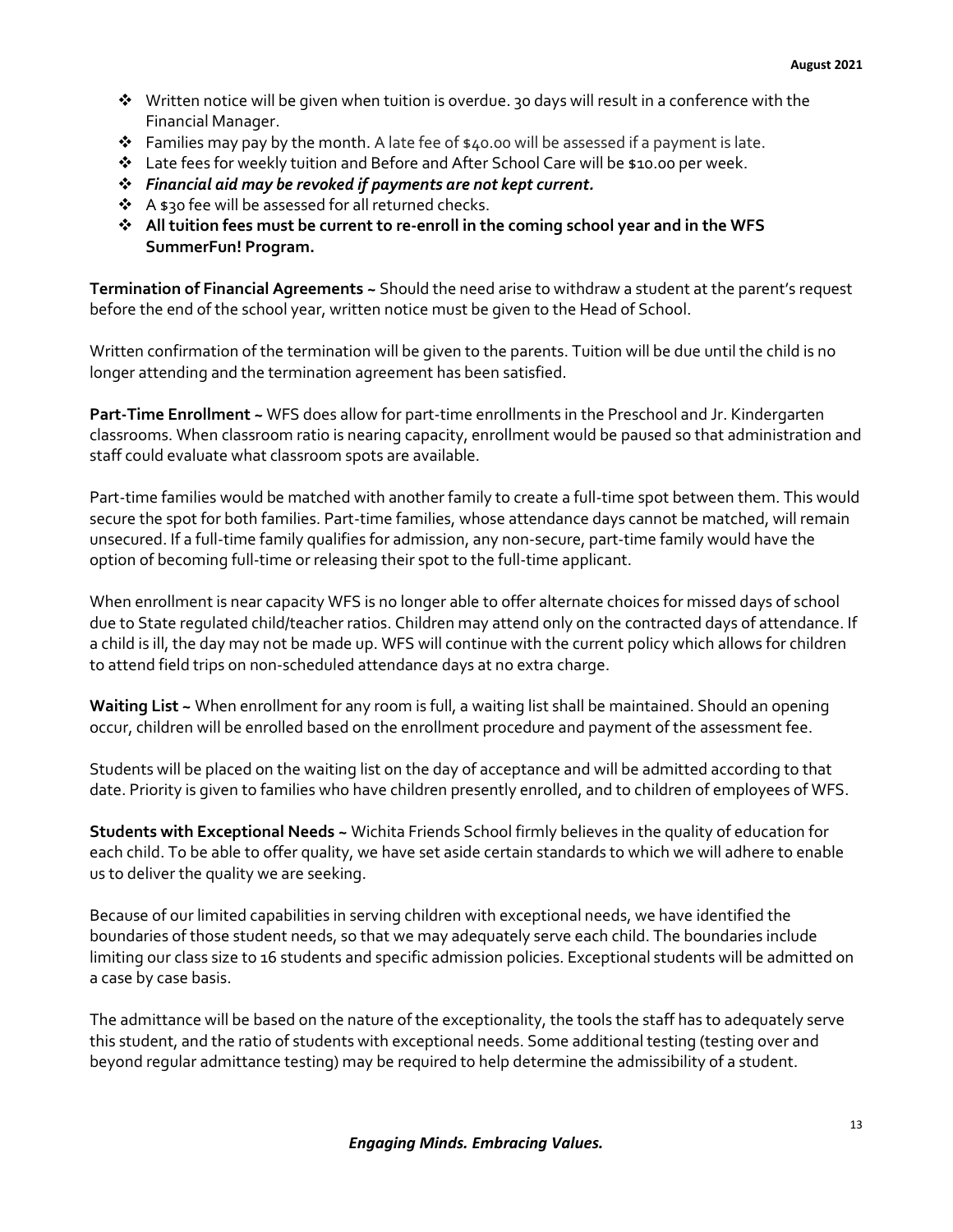- Written notice will be given when tuition is overdue. 30 days will result in a conference with the Financial Manager.
- Families may pay by the month. A late fee of $40.00 will be assessed if a payment is late.
- Late fees for weekly tuition and Before and After School Care will be $10.00 per week.
- ***Financial aid may be revoked if payments are not kept current.***
- A $30 fee will be assessed for all returned checks.
- **All tuition fees must be current to re-enroll in the coming school year and in the WFS SummerFun! Program.**

**Termination of Financial Agreements ~** Should the need arise to withdraw a student at the parent's request before the end of the school year, written notice must be given to the Head of School.

Written confirmation of the termination will be given to the parents. Tuition will be due until the child is no longer attending and the termination agreement has been satisfied.

**Part-Time Enrollment ~** WFS does allow for part-time enrollments in the Preschool and Jr. Kindergarten classrooms. When classroom ratio is nearing capacity, enrollment would be paused so that administration and staff could evaluate what classroom spots are available.

Part-time families would be matched with another family to create a full-time spot between them. This would secure the spot for both families. Part-time families, whose attendance days cannot be matched, will remain unsecured. If a full-time family qualifies for admission, any non-secure, part-time family would have the option of becoming full-time or releasing their spot to the full-time applicant.

When enrollment is near capacity WFS is no longer able to offer alternate choices for missed days of school due to State regulated child/teacher ratios. Children may attend only on the contracted days of attendance. If a child is ill, the day may not be made up. WFS will continue with the current policy which allows for children to attend field trips on non-scheduled attendance days at no extra charge.

**Waiting List ~** When enrollment for any room is full, a waiting list shall be maintained. Should an opening occur, children will be enrolled based on the enrollment procedure and payment of the assessment fee.

Students will be placed on the waiting list on the day of acceptance and will be admitted according to that date. Priority is given to families who have children presently enrolled, and to children of employees of WFS.

**Students with Exceptional Needs ~** Wichita Friends School firmly believes in the quality of education for each child. To be able to offer quality, we have set aside certain standards to which we will adhere to enable us to deliver the quality we are seeking.

Because of our limited capabilities in serving children with exceptional needs, we have identified the boundaries of those student needs, so that we may adequately serve each child. The boundaries include limiting our class size to 16 students and specific admission policies. Exceptional students will be admitted on a case by case basis.

The admittance will be based on the nature of the exceptionality, the tools the staff has to adequately serve this student, and the ratio of students with exceptional needs. Some additional testing (testing over and beyond regular admittance testing) may be required to help determine the admissibility of a student.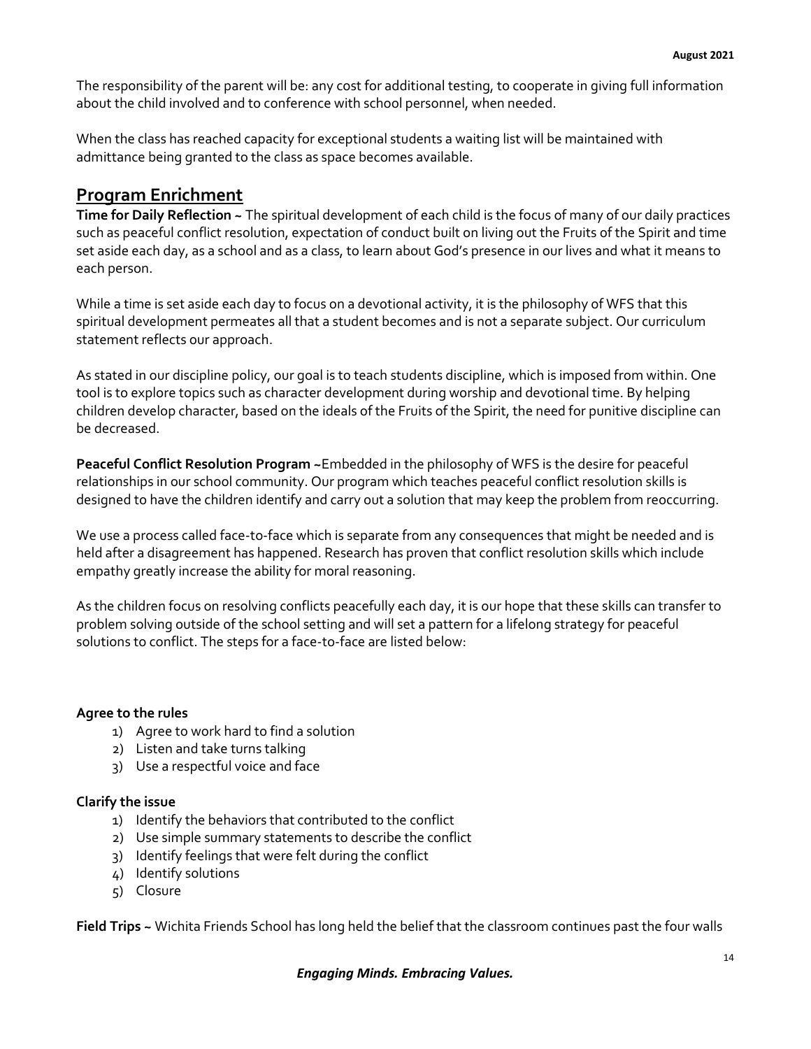The responsibility of the parent will be: any cost for additional testing, to cooperate in giving full information about the child involved and to conference with school personnel, when needed.

When the class has reached capacity for exceptional students a waiting list will be maintained with admittance being granted to the class as space becomes available.

## Program Enrichment

**Time for Daily Reflection ~** The spiritual development of each child is the focus of many of our daily practices such as peaceful conflict resolution, expectation of conduct built on living out the Fruits of the Spirit and time set aside each day, as a school and as a class, to learn about God's presence in our lives and what it means to each person.

While a time is set aside each day to focus on a devotional activity, it is the philosophy of WFS that this spiritual development permeates all that a student becomes and is not a separate subject. Our curriculum statement reflects our approach.

As stated in our discipline policy, our goal is to teach students discipline, which is imposed from within. One tool is to explore topics such as character development during worship and devotional time. By helping children develop character, based on the ideals of the Fruits of the Spirit, the need for punitive discipline can be decreased.

**Peaceful Conflict Resolution Program ~**Embedded in the philosophy of WFS is the desire for peaceful relationships in our school community. Our program which teaches peaceful conflict resolution skills is designed to have the children identify and carry out a solution that may keep the problem from reoccurring.

We use a process called face-to-face which is separate from any consequences that might be needed and is held after a disagreement has happened. Research has proven that conflict resolution skills which include empathy greatly increase the ability for moral reasoning.

As the children focus on resolving conflicts peacefully each day, it is our hope that these skills can transfer to problem solving outside of the school setting and will set a pattern for a lifelong strategy for peaceful solutions to conflict. The steps for a face-to-face are listed below:

**Agree to the rules**

1) Agree to work hard to find a solution
2) Listen and take turns talking
3) Use a respectful voice and face

**Clarify the issue**

1) Identify the behaviors that contributed to the conflict
2) Use simple summary statements to describe the conflict
3) Identify feelings that were felt during the conflict
4) Identify solutions
5) Closure

**Field Trips ~** Wichita Friends School has long held the belief that the classroom continues past the four walls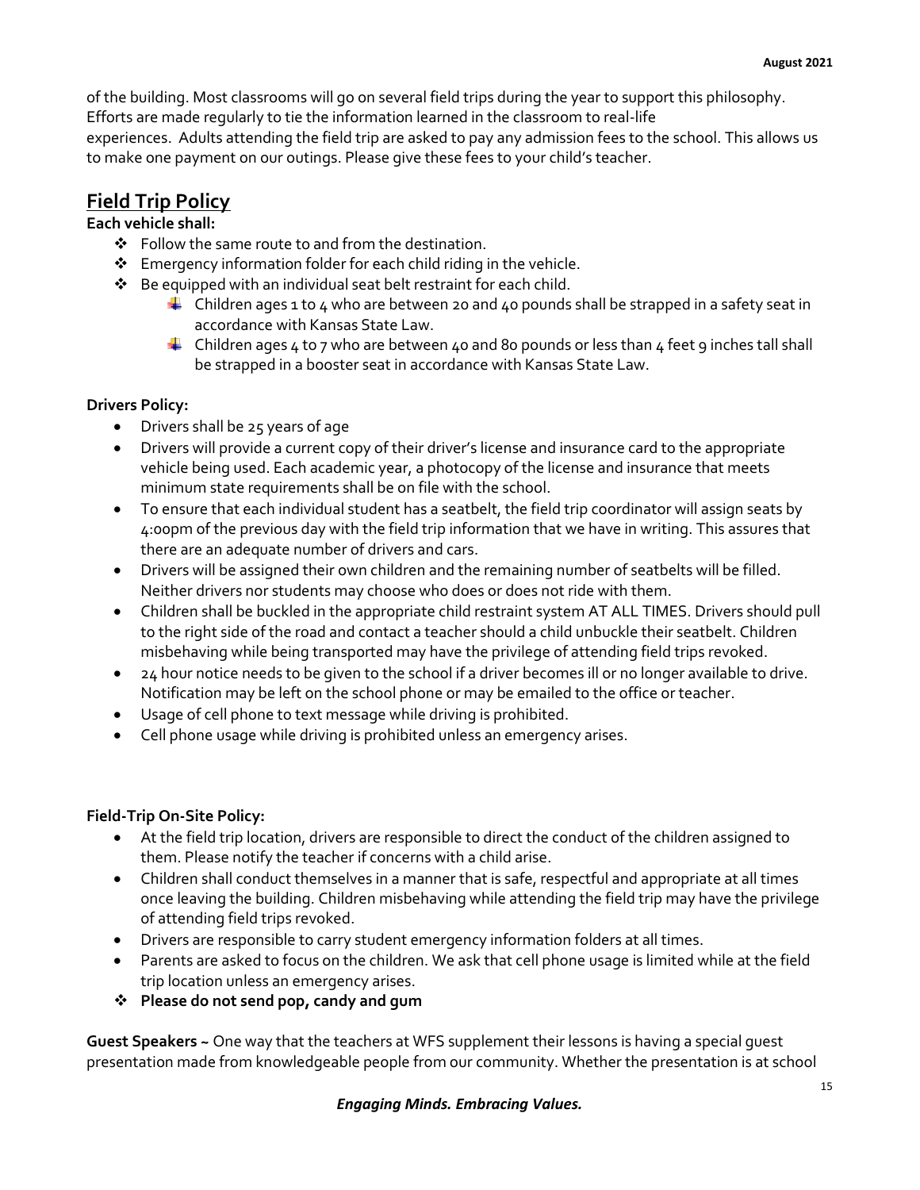of the building. Most classrooms will go on several field trips during the year to support this philosophy. Efforts are made regularly to tie the information learned in the classroom to real-life experiences. Adults attending the field trip are asked to pay any admission fees to the school. This allows us to make one payment on our outings. Please give these fees to your child's teacher.

## Field Trip Policy

**Each vehicle shall:**

- Follow the same route to and from the destination.
- Emergency information folder for each child riding in the vehicle.
- Be equipped with an individual seat belt restraint for each child.
  - Children ages 1 to 4 who are between 20 and 40 pounds shall be strapped in a safety seat in accordance with Kansas State Law.
  - Children ages 4 to 7 who are between 40 and 80 pounds or less than 4 feet 9 inches tall shall be strapped in a booster seat in accordance with Kansas State Law.

**Drivers Policy:**

- Drivers shall be 25 years of age
- Drivers will provide a current copy of their driver's license and insurance card to the appropriate vehicle being used. Each academic year, a photocopy of the license and insurance that meets minimum state requirements shall be on file with the school.
- To ensure that each individual student has a seatbelt, the field trip coordinator will assign seats by 4:00pm of the previous day with the field trip information that we have in writing. This assures that there are an adequate number of drivers and cars.
- Drivers will be assigned their own children and the remaining number of seatbelts will be filled. Neither drivers nor students may choose who does or does not ride with them.
- Children shall be buckled in the appropriate child restraint system AT ALL TIMES. Drivers should pull to the right side of the road and contact a teacher should a child unbuckle their seatbelt. Children misbehaving while being transported may have the privilege of attending field trips revoked.
- 24 hour notice needs to be given to the school if a driver becomes ill or no longer available to drive. Notification may be left on the school phone or may be emailed to the office or teacher.
- Usage of cell phone to text message while driving is prohibited.
- Cell phone usage while driving is prohibited unless an emergency arises.

**Field-Trip On-Site Policy:**

- At the field trip location, drivers are responsible to direct the conduct of the children assigned to them. Please notify the teacher if concerns with a child arise.
- Children shall conduct themselves in a manner that is safe, respectful and appropriate at all times once leaving the building. Children misbehaving while attending the field trip may have the privilege of attending field trips revoked.
- Drivers are responsible to carry student emergency information folders at all times.
- Parents are asked to focus on the children. We ask that cell phone usage is limited while at the field trip location unless an emergency arises.
- **Please do not send pop, candy and gum**

**Guest Speakers ~** One way that the teachers at WFS supplement their lessons is having a special guest presentation made from knowledgeable people from our community. Whether the presentation is at school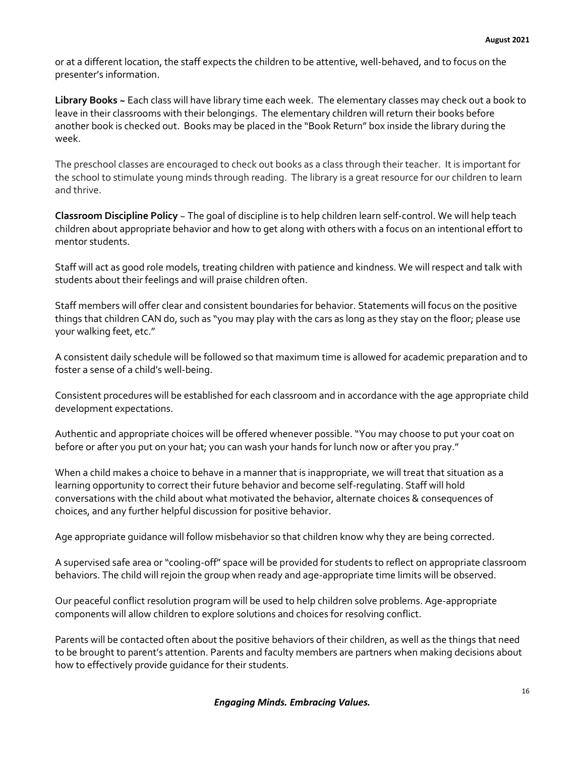or at a different location, the staff expects the children to be attentive, well-behaved, and to focus on the presenter's information.

**Library Books ~** Each class will have library time each week. The elementary classes may check out a book to leave in their classrooms with their belongings. The elementary children will return their books before another book is checked out. Books may be placed in the "Book Return" box inside the library during the week.

The preschool classes are encouraged to check out books as a class through their teacher. It is important for the school to stimulate young minds through reading. The library is a great resource for our children to learn and thrive.

**Classroom Discipline Policy** ~ The goal of discipline is to help children learn self-control. We will help teach children about appropriate behavior and how to get along with others with a focus on an intentional effort to mentor students.

Staff will act as good role models, treating children with patience and kindness. We will respect and talk with students about their feelings and will praise children often.

Staff members will offer clear and consistent boundaries for behavior. Statements will focus on the positive things that children CAN do, such as "you may play with the cars as long as they stay on the floor; please use your walking feet, etc."

A consistent daily schedule will be followed so that maximum time is allowed for academic preparation and to foster a sense of a child's well-being.

Consistent procedures will be established for each classroom and in accordance with the age appropriate child development expectations.

Authentic and appropriate choices will be offered whenever possible. "You may choose to put your coat on before or after you put on your hat; you can wash your hands for lunch now or after you pray."

When a child makes a choice to behave in a manner that is inappropriate, we will treat that situation as a learning opportunity to correct their future behavior and become self-regulating. Staff will hold conversations with the child about what motivated the behavior, alternate choices & consequences of choices, and any further helpful discussion for positive behavior.

Age appropriate guidance will follow misbehavior so that children know why they are being corrected.

A supervised safe area or "cooling-off" space will be provided for students to reflect on appropriate classroom behaviors. The child will rejoin the group when ready and age-appropriate time limits will be observed.

Our peaceful conflict resolution program will be used to help children solve problems. Age-appropriate components will allow children to explore solutions and choices for resolving conflict.

Parents will be contacted often about the positive behaviors of their children, as well as the things that need to be brought to parent's attention. Parents and faculty members are partners when making decisions about how to effectively provide guidance for their students.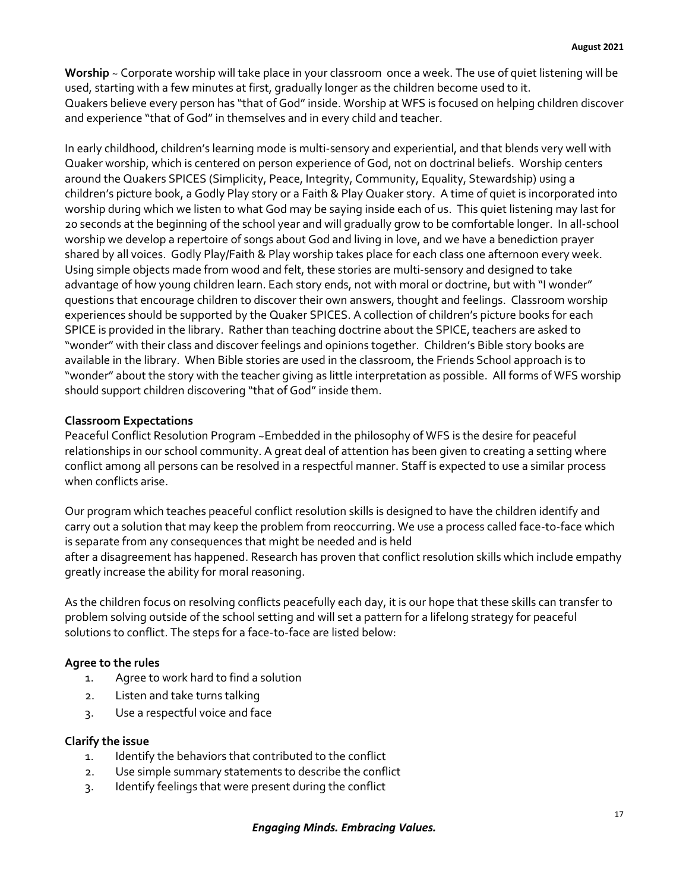**Worship** ~ Corporate worship will take place in your classroom once a week. The use of quiet listening will be used, starting with a few minutes at first, gradually longer as the children become used to it. Quakers believe every person has "that of God" inside. Worship at WFS is focused on helping children discover and experience "that of God" in themselves and in every child and teacher.

In early childhood, children's learning mode is multi-sensory and experiential, and that blends very well with Quaker worship, which is centered on person experience of God, not on doctrinal beliefs. Worship centers around the Quakers SPICES (Simplicity, Peace, Integrity, Community, Equality, Stewardship) using a children's picture book, a Godly Play story or a Faith & Play Quaker story. A time of quiet is incorporated into worship during which we listen to what God may be saying inside each of us. This quiet listening may last for 20 seconds at the beginning of the school year and will gradually grow to be comfortable longer. In all-school worship we develop a repertoire of songs about God and living in love, and we have a benediction prayer shared by all voices. Godly Play/Faith & Play worship takes place for each class one afternoon every week. Using simple objects made from wood and felt, these stories are multi-sensory and designed to take advantage of how young children learn. Each story ends, not with moral or doctrine, but with "I wonder" questions that encourage children to discover their own answers, thought and feelings. Classroom worship experiences should be supported by the Quaker SPICES. A collection of children's picture books for each SPICE is provided in the library. Rather than teaching doctrine about the SPICE, teachers are asked to "wonder" with their class and discover feelings and opinions together. Children's Bible story books are available in the library. When Bible stories are used in the classroom, the Friends School approach is to "wonder" about the story with the teacher giving as little interpretation as possible. All forms of WFS worship should support children discovering "that of God" inside them.

**Classroom Expectations**

Peaceful Conflict Resolution Program ~Embedded in the philosophy of WFS is the desire for peaceful relationships in our school community. A great deal of attention has been given to creating a setting where conflict among all persons can be resolved in a respectful manner. Staff is expected to use a similar process when conflicts arise.

Our program which teaches peaceful conflict resolution skills is designed to have the children identify and carry out a solution that may keep the problem from reoccurring. We use a process called face-to-face which is separate from any consequences that might be needed and is held after a disagreement has happened. Research has proven that conflict resolution skills which include empathy greatly increase the ability for moral reasoning.

As the children focus on resolving conflicts peacefully each day, it is our hope that these skills can transfer to problem solving outside of the school setting and will set a pattern for a lifelong strategy for peaceful solutions to conflict. The steps for a face-to-face are listed below:

**Agree to the rules**

1. Agree to work hard to find a solution
2. Listen and take turns talking
3. Use a respectful voice and face

**Clarify the issue**

1. Identify the behaviors that contributed to the conflict
2. Use simple summary statements to describe the conflict
3. Identify feelings that were present during the conflict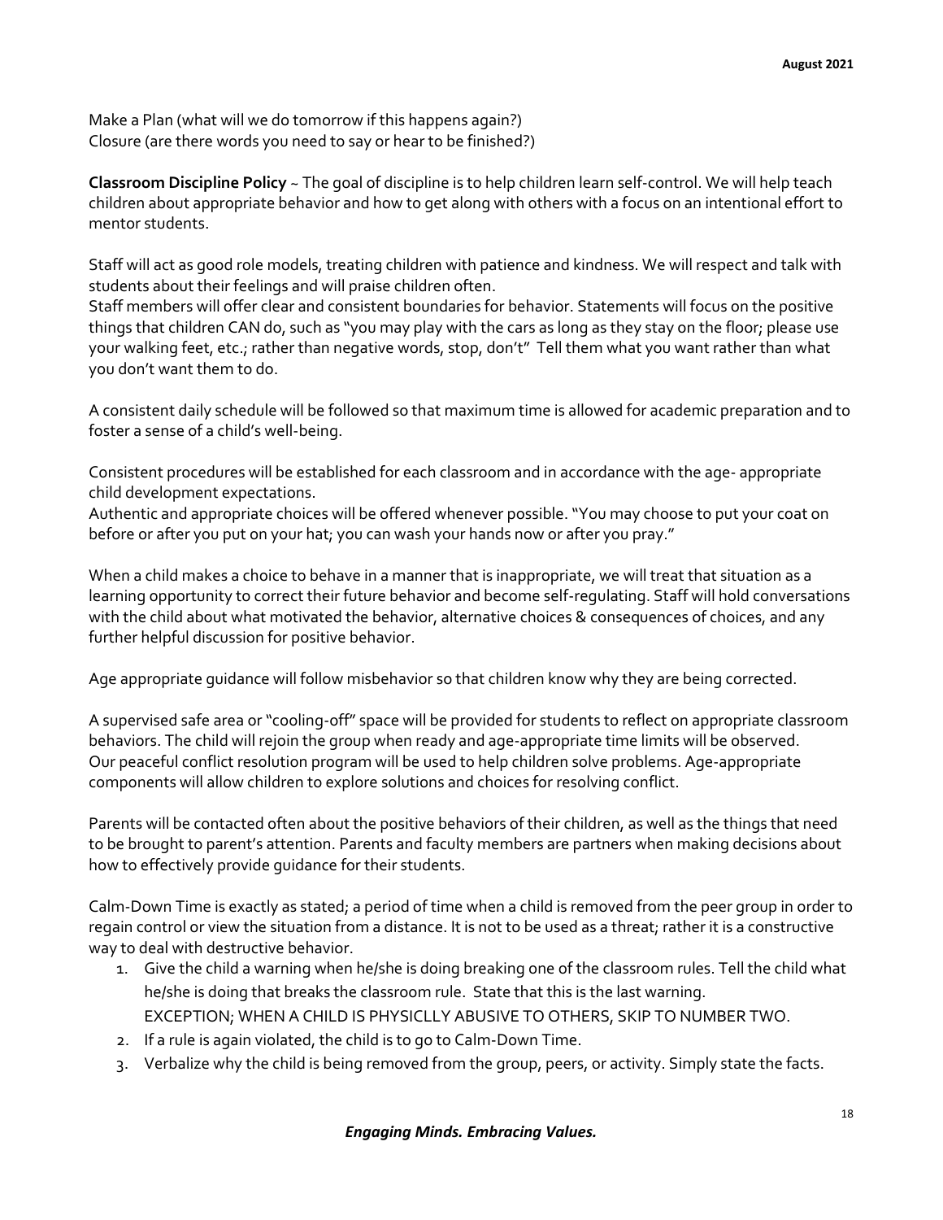Make a Plan (what will we do tomorrow if this happens again?)
Closure (are there words you need to say or hear to be finished?)

**Classroom Discipline Policy** ~ The goal of discipline is to help children learn self-control. We will help teach children about appropriate behavior and how to get along with others with a focus on an intentional effort to mentor students.

Staff will act as good role models, treating children with patience and kindness. We will respect and talk with students about their feelings and will praise children often.
Staff members will offer clear and consistent boundaries for behavior. Statements will focus on the positive things that children CAN do, such as "you may play with the cars as long as they stay on the floor; please use your walking feet, etc.; rather than negative words, stop, don't" Tell them what you want rather than what you don't want them to do.

A consistent daily schedule will be followed so that maximum time is allowed for academic preparation and to foster a sense of a child's well-being.

Consistent procedures will be established for each classroom and in accordance with the age- appropriate child development expectations.
Authentic and appropriate choices will be offered whenever possible. "You may choose to put your coat on before or after you put on your hat; you can wash your hands now or after you pray."

When a child makes a choice to behave in a manner that is inappropriate, we will treat that situation as a learning opportunity to correct their future behavior and become self-regulating. Staff will hold conversations with the child about what motivated the behavior, alternative choices & consequences of choices, and any further helpful discussion for positive behavior.

Age appropriate guidance will follow misbehavior so that children know why they are being corrected.

A supervised safe area or "cooling-off" space will be provided for students to reflect on appropriate classroom behaviors. The child will rejoin the group when ready and age-appropriate time limits will be observed.
Our peaceful conflict resolution program will be used to help children solve problems. Age-appropriate components will allow children to explore solutions and choices for resolving conflict.

Parents will be contacted often about the positive behaviors of their children, as well as the things that need to be brought to parent's attention. Parents and faculty members are partners when making decisions about how to effectively provide guidance for their students.

Calm-Down Time is exactly as stated; a period of time when a child is removed from the peer group in order to regain control or view the situation from a distance. It is not to be used as a threat; rather it is a constructive way to deal with destructive behavior.

1. Give the child a warning when he/she is doing breaking one of the classroom rules. Tell the child what he/she is doing that breaks the classroom rule. State that this is the last warning.
   EXCEPTION; WHEN A CHILD IS PHYSICLLY ABUSIVE TO OTHERS, SKIP TO NUMBER TWO.
2. If a rule is again violated, the child is to go to Calm-Down Time.
3. Verbalize why the child is being removed from the group, peers, or activity. Simply state the facts.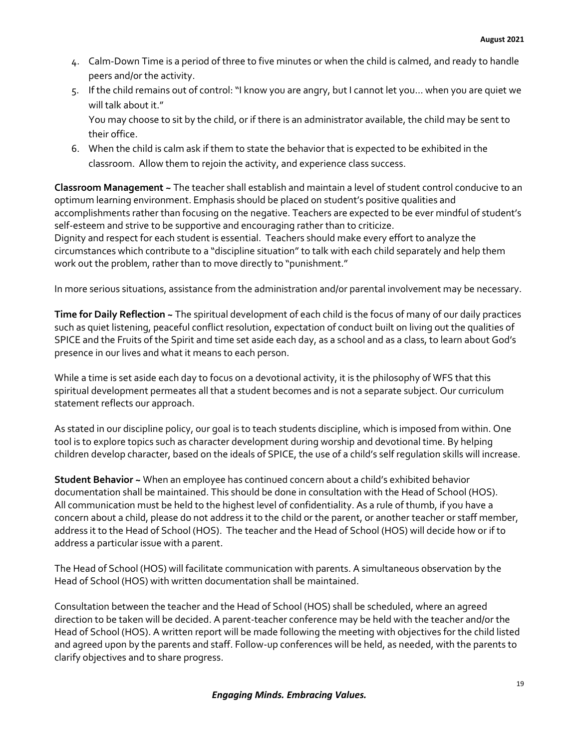4. Calm-Down Time is a period of three to five minutes or when the child is calmed, and ready to handle peers and/or the activity.
5. If the child remains out of control: "I know you are angry, but I cannot let you… when you are quiet we will talk about it."
   You may choose to sit by the child, or if there is an administrator available, the child may be sent to their office.
6. When the child is calm ask if them to state the behavior that is expected to be exhibited in the classroom. Allow them to rejoin the activity, and experience class success.

**Classroom Management ~** The teacher shall establish and maintain a level of student control conducive to an optimum learning environment. Emphasis should be placed on student's positive qualities and accomplishments rather than focusing on the negative. Teachers are expected to be ever mindful of student's self-esteem and strive to be supportive and encouraging rather than to criticize.
Dignity and respect for each student is essential. Teachers should make every effort to analyze the circumstances which contribute to a "discipline situation" to talk with each child separately and help them work out the problem, rather than to move directly to "punishment."

In more serious situations, assistance from the administration and/or parental involvement may be necessary.

**Time for Daily Reflection ~** The spiritual development of each child is the focus of many of our daily practices such as quiet listening, peaceful conflict resolution, expectation of conduct built on living out the qualities of SPICE and the Fruits of the Spirit and time set aside each day, as a school and as a class, to learn about God's presence in our lives and what it means to each person.

While a time is set aside each day to focus on a devotional activity, it is the philosophy of WFS that this spiritual development permeates all that a student becomes and is not a separate subject. Our curriculum statement reflects our approach.

As stated in our discipline policy, our goal is to teach students discipline, which is imposed from within. One tool is to explore topics such as character development during worship and devotional time. By helping children develop character, based on the ideals of SPICE, the use of a child's self regulation skills will increase.

**Student Behavior ~** When an employee has continued concern about a child's exhibited behavior documentation shall be maintained. This should be done in consultation with the Head of School (HOS). All communication must be held to the highest level of confidentiality. As a rule of thumb, if you have a concern about a child, please do not address it to the child or the parent, or another teacher or staff member, address it to the Head of School (HOS). The teacher and the Head of School (HOS) will decide how or if to address a particular issue with a parent.

The Head of School (HOS) will facilitate communication with parents. A simultaneous observation by the Head of School (HOS) with written documentation shall be maintained.

Consultation between the teacher and the Head of School (HOS) shall be scheduled, where an agreed direction to be taken will be decided. A parent-teacher conference may be held with the teacher and/or the Head of School (HOS). A written report will be made following the meeting with objectives for the child listed and agreed upon by the parents and staff. Follow-up conferences will be held, as needed, with the parents to clarify objectives and to share progress.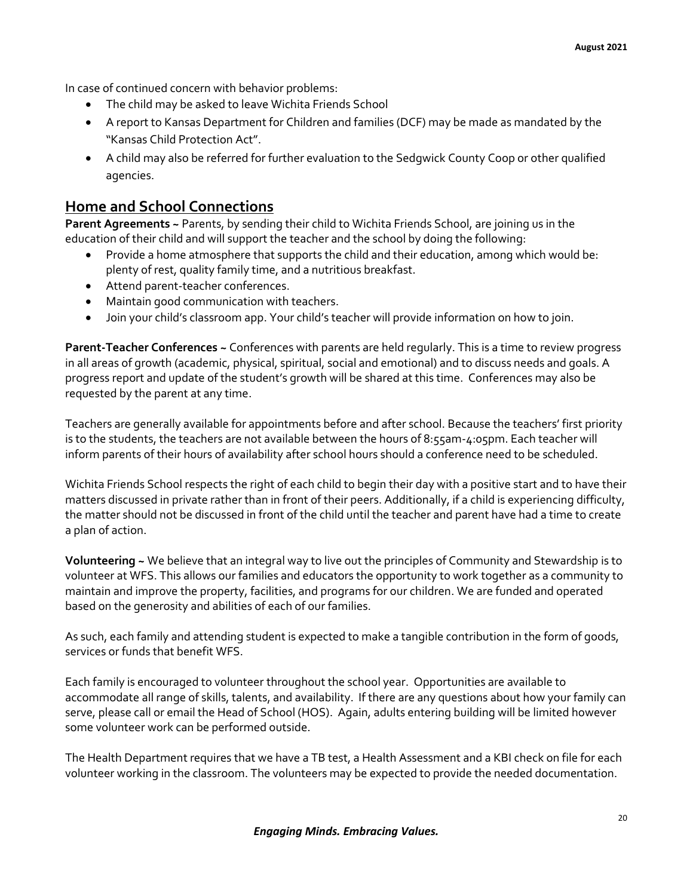In case of continued concern with behavior problems:

- The child may be asked to leave Wichita Friends School
- A report to Kansas Department for Children and families (DCF) may be made as mandated by the "Kansas Child Protection Act".
- A child may also be referred for further evaluation to the Sedgwick County Coop or other qualified agencies.

## Home and School Connections

**Parent Agreements ~** Parents, by sending their child to Wichita Friends School, are joining us in the education of their child and will support the teacher and the school by doing the following:

- Provide a home atmosphere that supports the child and their education, among which would be: plenty of rest, quality family time, and a nutritious breakfast.
- Attend parent-teacher conferences.
- Maintain good communication with teachers.
- Join your child's classroom app. Your child's teacher will provide information on how to join.

**Parent-Teacher Conferences ~** Conferences with parents are held regularly. This is a time to review progress in all areas of growth (academic, physical, spiritual, social and emotional) and to discuss needs and goals. A progress report and update of the student's growth will be shared at this time. Conferences may also be requested by the parent at any time.

Teachers are generally available for appointments before and after school. Because the teachers' first priority is to the students, the teachers are not available between the hours of 8:55am-4:05pm. Each teacher will inform parents of their hours of availability after school hours should a conference need to be scheduled.

Wichita Friends School respects the right of each child to begin their day with a positive start and to have their matters discussed in private rather than in front of their peers. Additionally, if a child is experiencing difficulty, the matter should not be discussed in front of the child until the teacher and parent have had a time to create a plan of action.

**Volunteering ~** We believe that an integral way to live out the principles of Community and Stewardship is to volunteer at WFS. This allows our families and educators the opportunity to work together as a community to maintain and improve the property, facilities, and programs for our children. We are funded and operated based on the generosity and abilities of each of our families.

As such, each family and attending student is expected to make a tangible contribution in the form of goods, services or funds that benefit WFS.

Each family is encouraged to volunteer throughout the school year. Opportunities are available to accommodate all range of skills, talents, and availability. If there are any questions about how your family can serve, please call or email the Head of School (HOS). Again, adults entering building will be limited however some volunteer work can be performed outside.

The Health Department requires that we have a TB test, a Health Assessment and a KBI check on file for each volunteer working in the classroom. The volunteers may be expected to provide the needed documentation.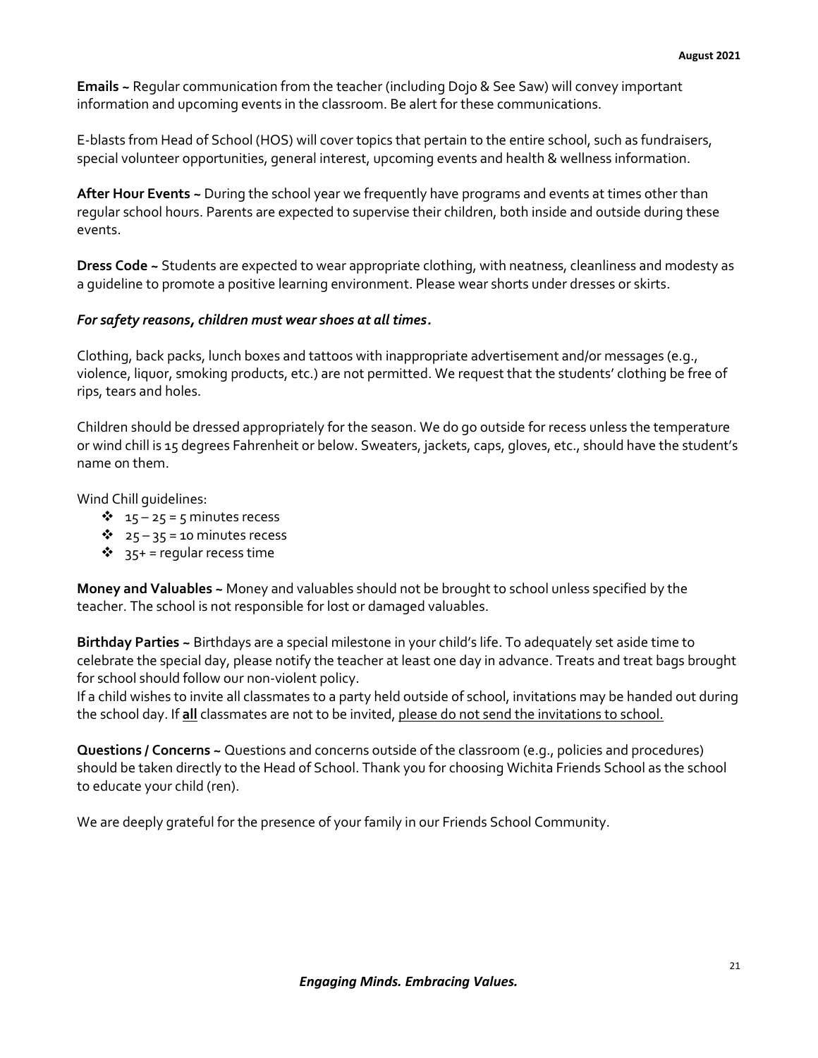**Emails ~** Regular communication from the teacher (including Dojo & See Saw) will convey important information and upcoming events in the classroom. Be alert for these communications.

E-blasts from Head of School (HOS) will cover topics that pertain to the entire school, such as fundraisers, special volunteer opportunities, general interest, upcoming events and health & wellness information.

**After Hour Events ~** During the school year we frequently have programs and events at times other than regular school hours. Parents are expected to supervise their children, both inside and outside during these events.

**Dress Code ~** Students are expected to wear appropriate clothing, with neatness, cleanliness and modesty as a guideline to promote a positive learning environment. Please wear shorts under dresses or skirts.

***For safety reasons, children must wear shoes at all times.***

Clothing, back packs, lunch boxes and tattoos with inappropriate advertisement and/or messages (e.g., violence, liquor, smoking products, etc.) are not permitted. We request that the students' clothing be free of rips, tears and holes.

Children should be dressed appropriately for the season. We do go outside for recess unless the temperature or wind chill is 15 degrees Fahrenheit or below. Sweaters, jackets, caps, gloves, etc., should have the student's name on them.

Wind Chill guidelines:

- 15 – 25 = 5 minutes recess
- 25 – 35 = 10 minutes recess
- 35+ = regular recess time

**Money and Valuables ~** Money and valuables should not be brought to school unless specified by the teacher. The school is not responsible for lost or damaged valuables.

**Birthday Parties ~** Birthdays are a special milestone in your child's life. To adequately set aside time to celebrate the special day, please notify the teacher at least one day in advance. Treats and treat bags brought for school should follow our non-violent policy.
If a child wishes to invite all classmates to a party held outside of school, invitations may be handed out during the school day. If **all** classmates are not to be invited, please do not send the invitations to school.

**Questions / Concerns ~** Questions and concerns outside of the classroom (e.g., policies and procedures) should be taken directly to the Head of School. Thank you for choosing Wichita Friends School as the school to educate your child (ren).

We are deeply grateful for the presence of your family in our Friends School Community.